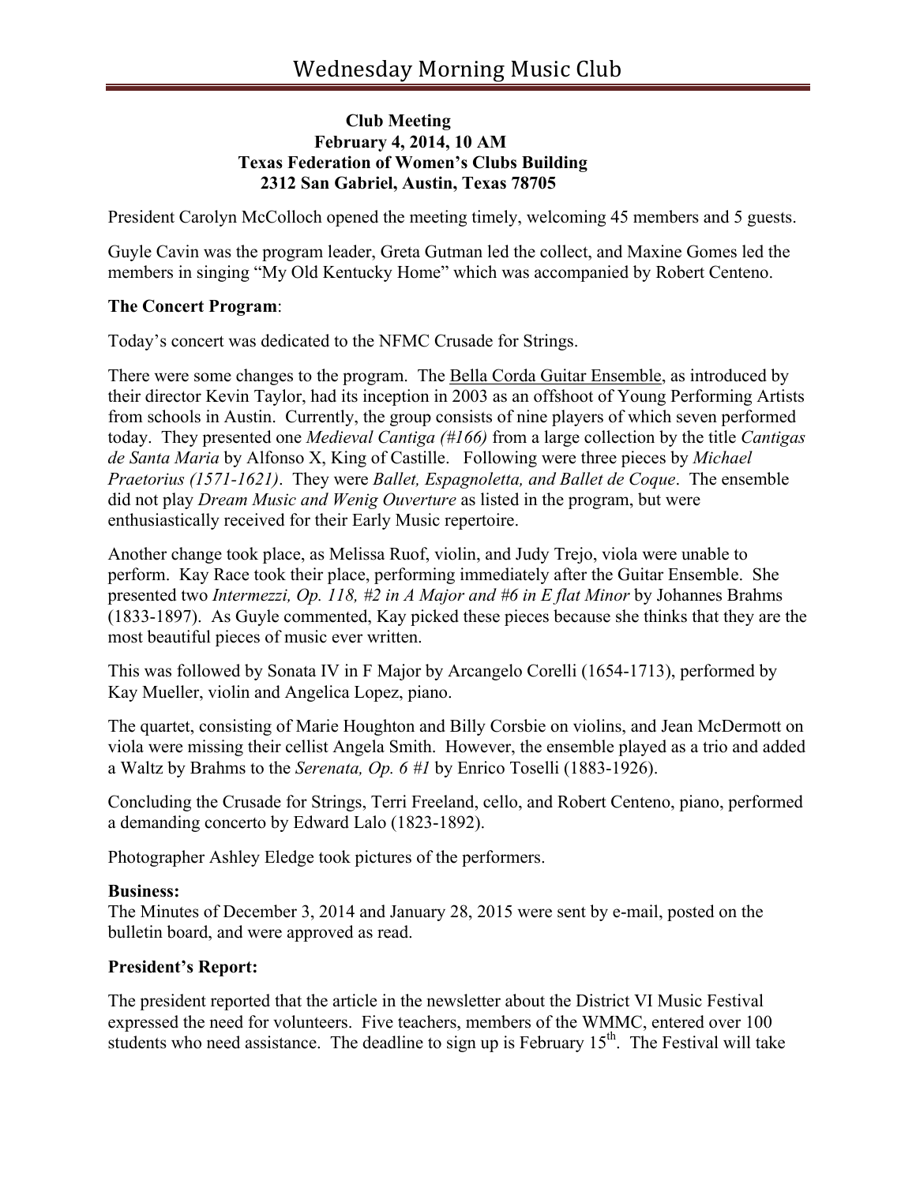# Wednesday Morning Music Club

**Club Meeting**
**February 4, 2014, 10 AM**
**Texas Federation of Women's Clubs Building**
**2312 San Gabriel, Austin, Texas 78705**

President Carolyn McColloch opened the meeting timely, welcoming 45 members and 5 guests.

Guyle Cavin was the program leader, Greta Gutman led the collect, and Maxine Gomes led the members in singing "My Old Kentucky Home" which was accompanied by Robert Centeno.

**The Concert Program**:

Today's concert was dedicated to the NFMC Crusade for Strings.

There were some changes to the program. The Bella Corda Guitar Ensemble, as introduced by their director Kevin Taylor, had its inception in 2003 as an offshoot of Young Performing Artists from schools in Austin. Currently, the group consists of nine players of which seven performed today. They presented one *Medieval Cantiga (#166)* from a large collection by the title *Cantigas de Santa Maria* by Alfonso X, King of Castille. Following were three pieces by *Michael Praetorius (1571-1621)*. They were *Ballet, Espagnoletta, and Ballet de Coque*. The ensemble did not play *Dream Music and Wenig Ouverture* as listed in the program, but were enthusiastically received for their Early Music repertoire.

Another change took place, as Melissa Ruof, violin, and Judy Trejo, viola were unable to perform. Kay Race took their place, performing immediately after the Guitar Ensemble. She presented two *Intermezzi, Op. 118, #2 in A Major and #6 in E flat Minor* by Johannes Brahms (1833-1897). As Guyle commented, Kay picked these pieces because she thinks that they are the most beautiful pieces of music ever written.

This was followed by Sonata IV in F Major by Arcangelo Corelli (1654-1713), performed by Kay Mueller, violin and Angelica Lopez, piano.

The quartet, consisting of Marie Houghton and Billy Corsbie on violins, and Jean McDermott on viola were missing their cellist Angela Smith. However, the ensemble played as a trio and added a Waltz by Brahms to the *Serenata, Op. 6 #1* by Enrico Toselli (1883-1926).

Concluding the Crusade for Strings, Terri Freeland, cello, and Robert Centeno, piano, performed a demanding concerto by Edward Lalo (1823-1892).

Photographer Ashley Eledge took pictures of the performers.

**Business:**
The Minutes of December 3, 2014 and January 28, 2015 were sent by e-mail, posted on the bulletin board, and were approved as read.

**President's Report:**

The president reported that the article in the newsletter about the District VI Music Festival expressed the need for volunteers. Five teachers, members of the WMMC, entered over 100 students who need assistance. The deadline to sign up is February 15th. The Festival will take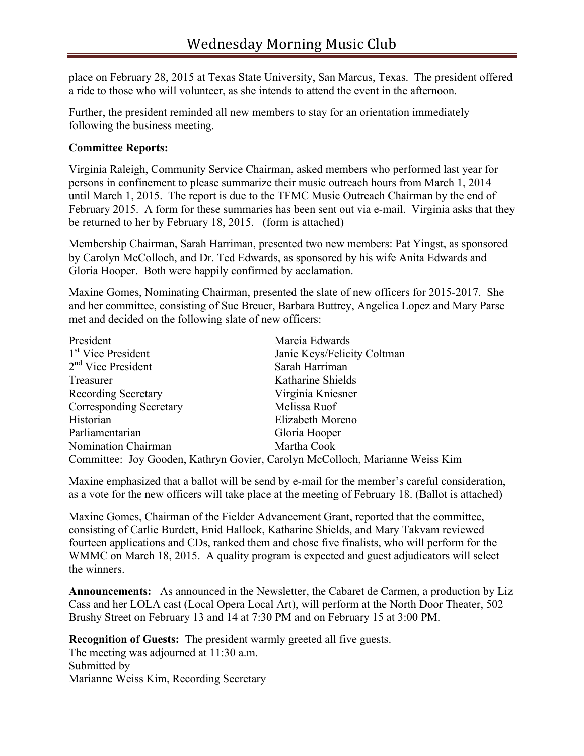place on February 28, 2015 at Texas State University, San Marcus, Texas. The president offered a ride to those who will volunteer, as she intends to attend the event in the afternoon.

Further, the president reminded all new members to stay for an orientation immediately following the business meeting.

**Committee Reports:**

Virginia Raleigh, Community Service Chairman, asked members who performed last year for persons in confinement to please summarize their music outreach hours from March 1, 2014 until March 1, 2015. The report is due to the TFMC Music Outreach Chairman by the end of February 2015. A form for these summaries has been sent out via e-mail. Virginia asks that they be returned to her by February 18, 2015. (form is attached)

Membership Chairman, Sarah Harriman, presented two new members: Pat Yingst, as sponsored by Carolyn McColloch, and Dr. Ted Edwards, as sponsored by his wife Anita Edwards and Gloria Hooper. Both were happily confirmed by acclamation.

Maxine Gomes, Nominating Chairman, presented the slate of new officers for 2015-2017. She and her committee, consisting of Sue Breuer, Barbara Buttrey, Angelica Lopez and Mary Parse met and decided on the following slate of new officers:

| | |
|---|---|
| President | Marcia Edwards |
| 1st Vice President | Janie Keys/Felicity Coltman |
| 2nd Vice President | Sarah Harriman |
| Treasurer | Katharine Shields |
| Recording Secretary | Virginia Kniesner |
| Corresponding Secretary | Melissa Ruof |
| Historian | Elizabeth Moreno |
| Parliamentarian | Gloria Hooper |
| Nomination Chairman | Martha Cook |

Committee: Joy Gooden, Kathryn Govier, Carolyn McColloch, Marianne Weiss Kim

Maxine emphasized that a ballot will be send by e-mail for the member's careful consideration, as a vote for the new officers will take place at the meeting of February 18. (Ballot is attached)

Maxine Gomes, Chairman of the Fielder Advancement Grant, reported that the committee, consisting of Carlie Burdett, Enid Hallock, Katharine Shields, and Mary Takvam reviewed fourteen applications and CDs, ranked them and chose five finalists, who will perform for the WMMC on March 18, 2015. A quality program is expected and guest adjudicators will select the winners.

**Announcements:** As announced in the Newsletter, the Cabaret de Carmen, a production by Liz Cass and her LOLA cast (Local Opera Local Art), will perform at the North Door Theater, 502 Brushy Street on February 13 and 14 at 7:30 PM and on February 15 at 3:00 PM.

**Recognition of Guests:** The president warmly greeted all five guests.  
The meeting was adjourned at 11:30 a.m.  
Submitted by  
Marianne Weiss Kim, Recording Secretary